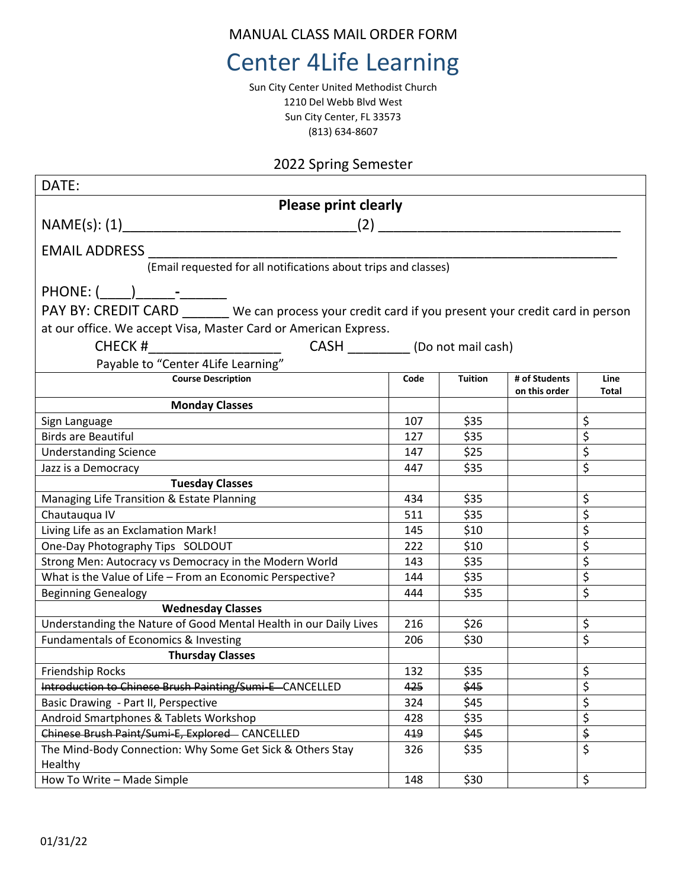MANUAL CLASS MAIL ORDER FORM

# Center 4Life Learning

Sun City Center United Methodist Church
1210 Del Webb Blvd West
Sun City Center, FL 33573
(813) 634-8607

## 2022 Spring Semester

DATE:

**Please print clearly**

NAME(s): (1)______________________________(2) ______________________________

EMAIL ADDRESS ____________________________________________________________

(Email requested for all notifications about trips and classes)

PHONE: (____)_____-______

PAY BY: CREDIT CARD ______ We can process your credit card if you present your credit card in person at our office. We accept Visa, Master Card or American Express.

CHECK #_________________ CASH ________ (Do not mail cash)

Payable to "Center 4Life Learning"

| Course Description | Code | Tuition | # of Students on this order | Line Total |
|---|---|---|---|---|
| **Monday Classes** | | | | |
| Sign Language | 107 | $35 | | $ |
| Birds are Beautiful | 127 | $35 | | $ |
| Understanding Science | 147 | $25 | | $ |
| Jazz is a Democracy | 447 | $35 | | $ |
| **Tuesday Classes** | | | | |
| Managing Life Transition & Estate Planning | 434 | $35 | | $ |
| Chautauqua IV | 511 | $35 | | $ |
| Living Life as an Exclamation Mark! | 145 | $10 | | $ |
| One-Day Photography Tips SOLDOUT | 222 | $10 | | $ |
| Strong Men: Autocracy vs Democracy in the Modern World | 143 | $35 | | $ |
| What is the Value of Life – From an Economic Perspective? | 144 | $35 | | $ |
| Beginning Genealogy | 444 | $35 | | $ |
| **Wednesday Classes** | | | | |
| Understanding the Nature of Good Mental Health in our Daily Lives | 216 | $26 | | $ |
| Fundamentals of Economics & Investing | 206 | $30 | | $ |
| **Thursday Classes** | | | | |
| Friendship Rocks | 132 | $35 | | $ |
| ~~Introduction to Chinese Brush Painting/Sumi-E~~ CANCELLED | ~~425~~ | ~~$45~~ | | $ |
| Basic Drawing - Part II, Perspective | 324 | $45 | | $ |
| Android Smartphones & Tablets Workshop | 428 | $35 | | $ |
| ~~Chinese Brush Paint/Sumi-E, Explored~~ CANCELLED | ~~419~~ | ~~$45~~ | | ~~$~~ |
| The Mind-Body Connection: Why Some Get Sick & Others Stay Healthy | 326 | $35 | | $ |
| How To Write – Made Simple | 148 | $30 | | $ |

01/31/22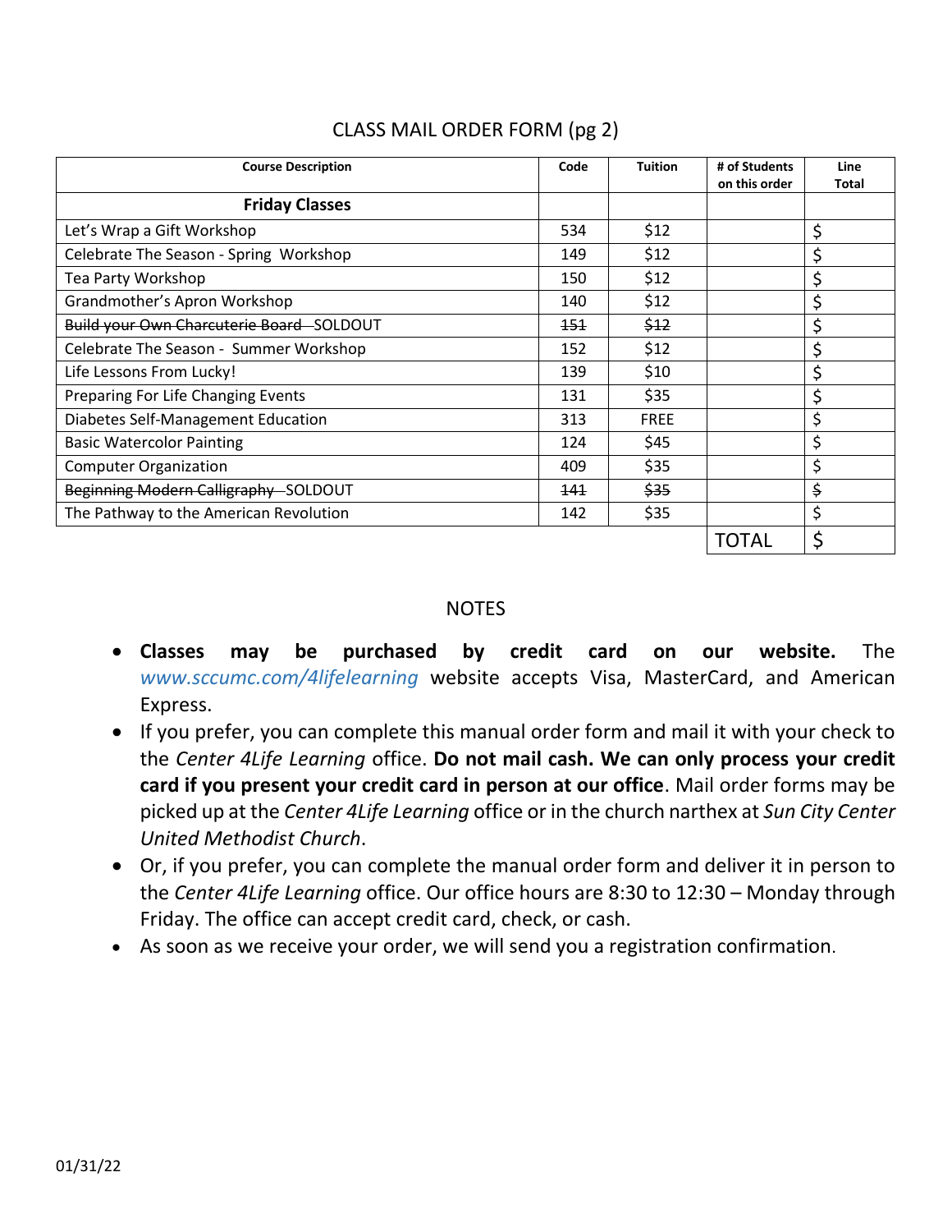# CLASS MAIL ORDER FORM (pg 2)

| Course Description | Code | Tuition | # of Students on this order | Line Total |
|---|---|---|---|---|
| **Friday Classes** | | | | |
| Let's Wrap a Gift Workshop | 534 | $12 | | $ |
| Celebrate The Season - Spring Workshop | 149 | $12 | | $ |
| Tea Party Workshop | 150 | $12 | | $ |
| Grandmother's Apron Workshop | 140 | $12 | | $ |
| ~~Build your Own Charcuterie Board~~ -SOLDOUT | ~~151~~ | ~~$12~~ | | $ |
| Celebrate The Season - Summer Workshop | 152 | $12 | | $ |
| Life Lessons From Lucky! | 139 | $10 | | $ |
| Preparing For Life Changing Events | 131 | $35 | | $ |
| Diabetes Self-Management Education | 313 | FREE | | $ |
| Basic Watercolor Painting | 124 | $45 | | $ |
| Computer Organization | 409 | $35 | | $ |
| ~~Beginning Modern Calligraphy~~ -SOLDOUT | ~~141~~ | ~~$35~~ | | $ |
| The Pathway to the American Revolution | 142 | $35 | | $ |
| | | | TOTAL | $ |

## NOTES

- **Classes may be purchased by credit card on our website.** The *www.sccumc.com/4lifelearning* website accepts Visa, MasterCard, and American Express.
- If you prefer, you can complete this manual order form and mail it with your check to the *Center 4Life Learning* office. **Do not mail cash. We can only process your credit card if you present your credit card in person at our office**. Mail order forms may be picked up at the *Center 4Life Learning* office or in the church narthex at *Sun City Center United Methodist Church*.
- Or, if you prefer, you can complete the manual order form and deliver it in person to the *Center 4Life Learning* office. Our office hours are 8:30 to 12:30 – Monday through Friday. The office can accept credit card, check, or cash.
- As soon as we receive your order, we will send you a registration confirmation.

01/31/22